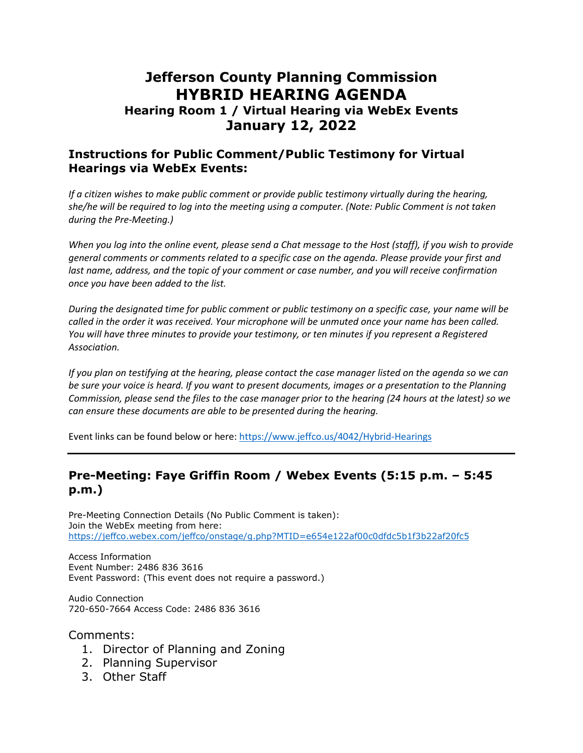# Jefferson County Planning Commission
# HYBRID HEARING AGENDA
### Hearing Room 1 / Virtual Hearing via WebEx Events
## January 12, 2022

## Instructions for Public Comment/Public Testimony for Virtual Hearings via WebEx Events:

*If a citizen wishes to make public comment or provide public testimony virtually during the hearing, she/he will be required to log into the meeting using a computer. (Note: Public Comment is not taken during the Pre-Meeting.)*

*When you log into the online event, please send a Chat message to the Host (staff), if you wish to provide general comments or comments related to a specific case on the agenda. Please provide your first and last name, address, and the topic of your comment or case number, and you will receive confirmation once you have been added to the list.*

*During the designated time for public comment or public testimony on a specific case, your name will be called in the order it was received. Your microphone will be unmuted once your name has been called. You will have three minutes to provide your testimony, or ten minutes if you represent a Registered Association.*

*If you plan on testifying at the hearing, please contact the case manager listed on the agenda so we can be sure your voice is heard. If you want to present documents, images or a presentation to the Planning Commission, please send the files to the case manager prior to the hearing (24 hours at the latest) so we can ensure these documents are able to be presented during the hearing.*

Event links can be found below or here: https://www.jeffco.us/4042/Hybrid-Hearings

---

## Pre-Meeting: Faye Griffin Room / Webex Events (5:15 p.m. – 5:45 p.m.)

Pre-Meeting Connection Details (No Public Comment is taken):
Join the WebEx meeting from here:
https://jeffco.webex.com/jeffco/onstage/g.php?MTID=e654e122af00c0dfdc5b1f3b22af20fc5

Access Information
Event Number: 2486 836 3616
Event Password: (This event does not require a password.)

Audio Connection
720-650-7664 Access Code: 2486 836 3616

Comments:
1. Director of Planning and Zoning
2. Planning Supervisor
3. Other Staff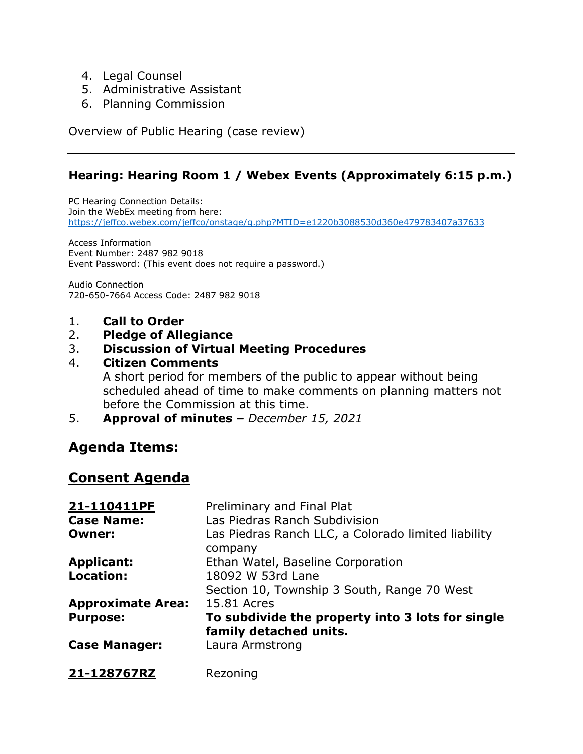4. Legal Counsel
5. Administrative Assistant
6. Planning Commission

Overview of Public Hearing (case review)

---

### Hearing: Hearing Room 1 / Webex Events (Approximately 6:15 p.m.)

PC Hearing Connection Details:
Join the WebEx meeting from here:
https://jeffco.webex.com/jeffco/onstage/g.php?MTID=e1220b3088530d360e479783407a37633

Access Information
Event Number: 2487 982 9018
Event Password: (This event does not require a password.)

Audio Connection
720-650-7664 Access Code: 2487 982 9018

1. **Call to Order**
2. **Pledge of Allegiance**
3. **Discussion of Virtual Meeting Procedures**
4. **Citizen Comments**
   A short period for members of the public to appear without being scheduled ahead of time to make comments on planning matters not before the Commission at this time.
5. **Approval of minutes –** *December 15, 2021*

## Agenda Items:

## Consent Agenda

| | |
|---|---|
| **21-110411PF** | Preliminary and Final Plat |
| **Case Name:** | Las Piedras Ranch Subdivision |
| **Owner:** | Las Piedras Ranch LLC, a Colorado limited liability company |
| **Applicant:** | Ethan Watel, Baseline Corporation |
| **Location:** | 18092 W 53rd Lane<br>Section 10, Township 3 South, Range 70 West |
| **Approximate Area:** | 15.81 Acres |
| **Purpose:** | **To subdivide the property into 3 lots for single family detached units.** |
| **Case Manager:** | Laura Armstrong |

**21-128767RZ** Rezoning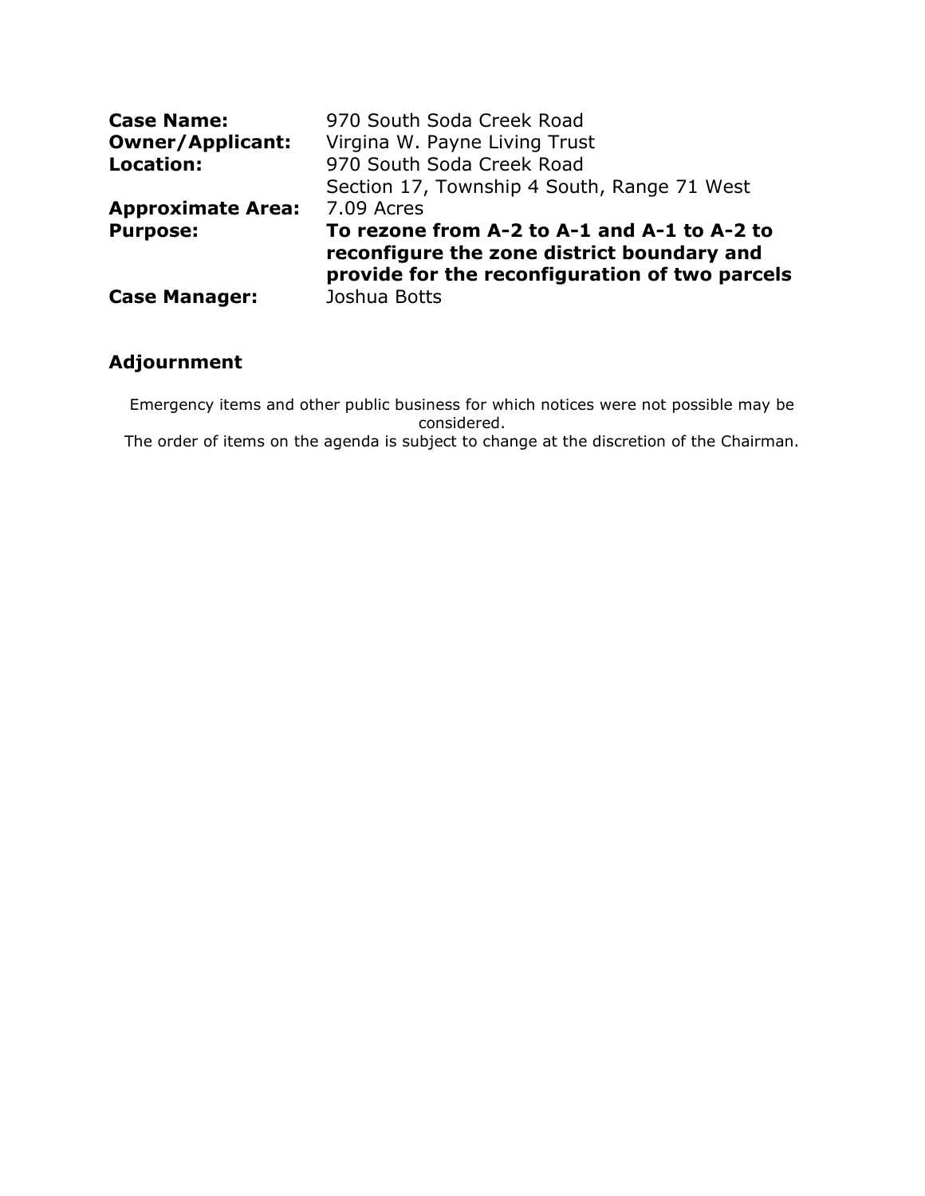**Case Name:** 970 South Soda Creek Road
**Owner/Applicant:** Virgina W. Payne Living Trust
**Location:** 970 South Soda Creek Road
Section 17, Township 4 South, Range 71 West
**Approximate Area:** 7.09 Acres
**Purpose:** **To rezone from A-2 to A-1 and A-1 to A-2 to reconfigure the zone district boundary and provide for the reconfiguration of two parcels**
**Case Manager:** Joshua Botts

## Adjournment

Emergency items and other public business for which notices were not possible may be considered.
The order of items on the agenda is subject to change at the discretion of the Chairman.